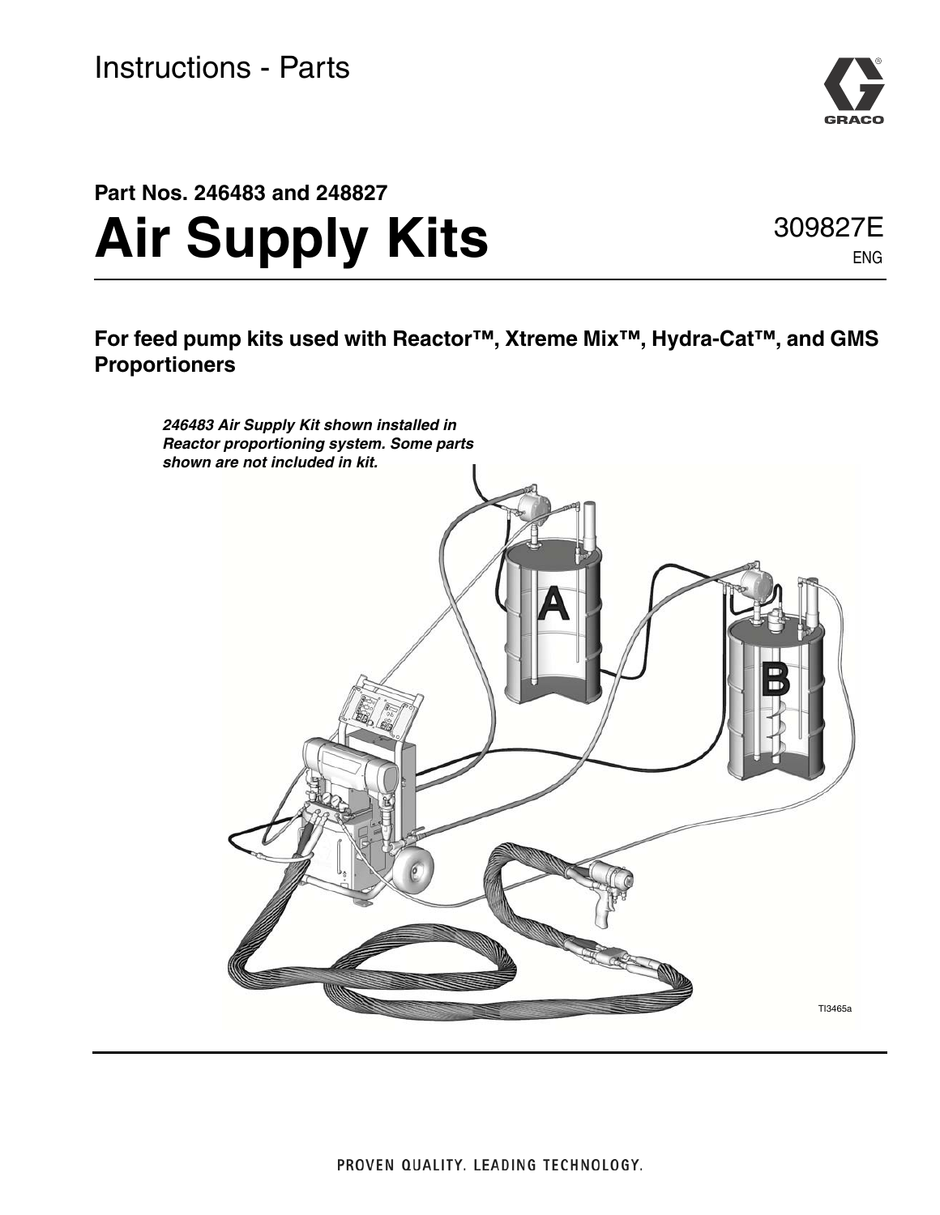Instructions - Parts

**Part Nos. 246483 and 248827**

# Air Supply Kits

309827E

ENG

**For feed pump kits used with Reactor™, Xtreme Mix™, Hydra-Cat™, and GMS Proportioners**

***246483 Air Supply Kit shown installed in Reactor proportioning system. Some parts shown are not included in kit.***

TI3465a

PROVEN QUALITY. LEADING TECHNOLOGY.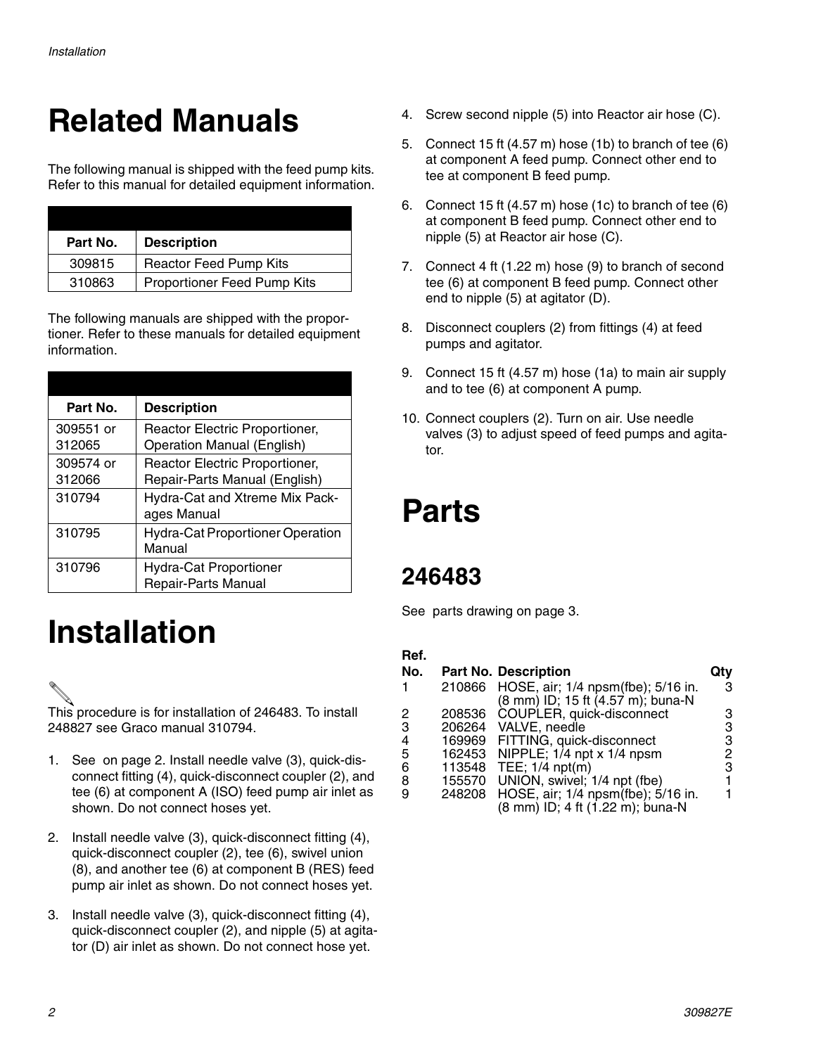# Related Manuals

The following manual is shipped with the feed pump kits. Refer to this manual for detailed equipment information.

| Part No. | Description |
| --- | --- |
| 309815 | Reactor Feed Pump Kits |
| 310863 | Proportioner Feed Pump Kits |

The following manuals are shipped with the proportioner. Refer to these manuals for detailed equipment information.

| Part No. | Description |
| --- | --- |
| 309551 or 312065 | Reactor Electric Proportioner, Operation Manual (English) |
| 309574 or 312066 | Reactor Electric Proportioner, Repair-Parts Manual (English) |
| 310794 | Hydra-Cat and Xtreme Mix Packages Manual |
| 310795 | Hydra-Cat Proportioner Operation Manual |
| 310796 | Hydra-Cat Proportioner Repair-Parts Manual |

# Installation

This procedure is for installation of 246483. To install 248827 see Graco manual 310794.

1. See on page 2. Install needle valve (3), quick-disconnect fitting (4), quick-disconnect coupler (2), and tee (6) at component A (ISO) feed pump air inlet as shown. Do not connect hoses yet.
2. Install needle valve (3), quick-disconnect fitting (4), quick-disconnect coupler (2), tee (6), swivel union (8), and another tee (6) at component B (RES) feed pump air inlet as shown. Do not connect hoses yet.
3. Install needle valve (3), quick-disconnect fitting (4), quick-disconnect coupler (2), and nipple (5) at agitator (D) air inlet as shown. Do not connect hose yet.
4. Screw second nipple (5) into Reactor air hose (C).
5. Connect 15 ft (4.57 m) hose (1b) to branch of tee (6) at component A feed pump. Connect other end to tee at component B feed pump.
6. Connect 15 ft (4.57 m) hose (1c) to branch of tee (6) at component B feed pump. Connect other end to nipple (5) at Reactor air hose (C).
7. Connect 4 ft (1.22 m) hose (9) to branch of second tee (6) at component B feed pump. Connect other end to nipple (5) at agitator (D).
8. Disconnect couplers (2) from fittings (4) at feed pumps and agitator.
9. Connect 15 ft (4.57 m) hose (1a) to main air supply and to tee (6) at component A pump.
10. Connect couplers (2). Turn on air. Use needle valves (3) to adjust speed of feed pumps and agitator.

# Parts

## 246483

See parts drawing on page 3.

| Ref. No. | Part No. | Description | Qty |
| --- | --- | --- | --- |
| 1 | 210866 | HOSE, air; 1/4 npsm(fbe); 5/16 in. (8 mm) ID; 15 ft (4.57 m); buna-N | 3 |
| 2 | 208536 | COUPLER, quick-disconnect | 3 |
| 3 | 206264 | VALVE, needle | 3 |
| 4 | 169969 | FITTING, quick-disconnect | 3 |
| 5 | 162453 | NIPPLE; 1/4 npt x 1/4 npsm | 2 |
| 6 | 113548 | TEE; 1/4 npt(m) | 3 |
| 8 | 155570 | UNION, swivel; 1/4 npt (fbe) | 1 |
| 9 | 248208 | HOSE, air; 1/4 npsm(fbe); 5/16 in. (8 mm) ID; 4 ft (1.22 m); buna-N | 1 |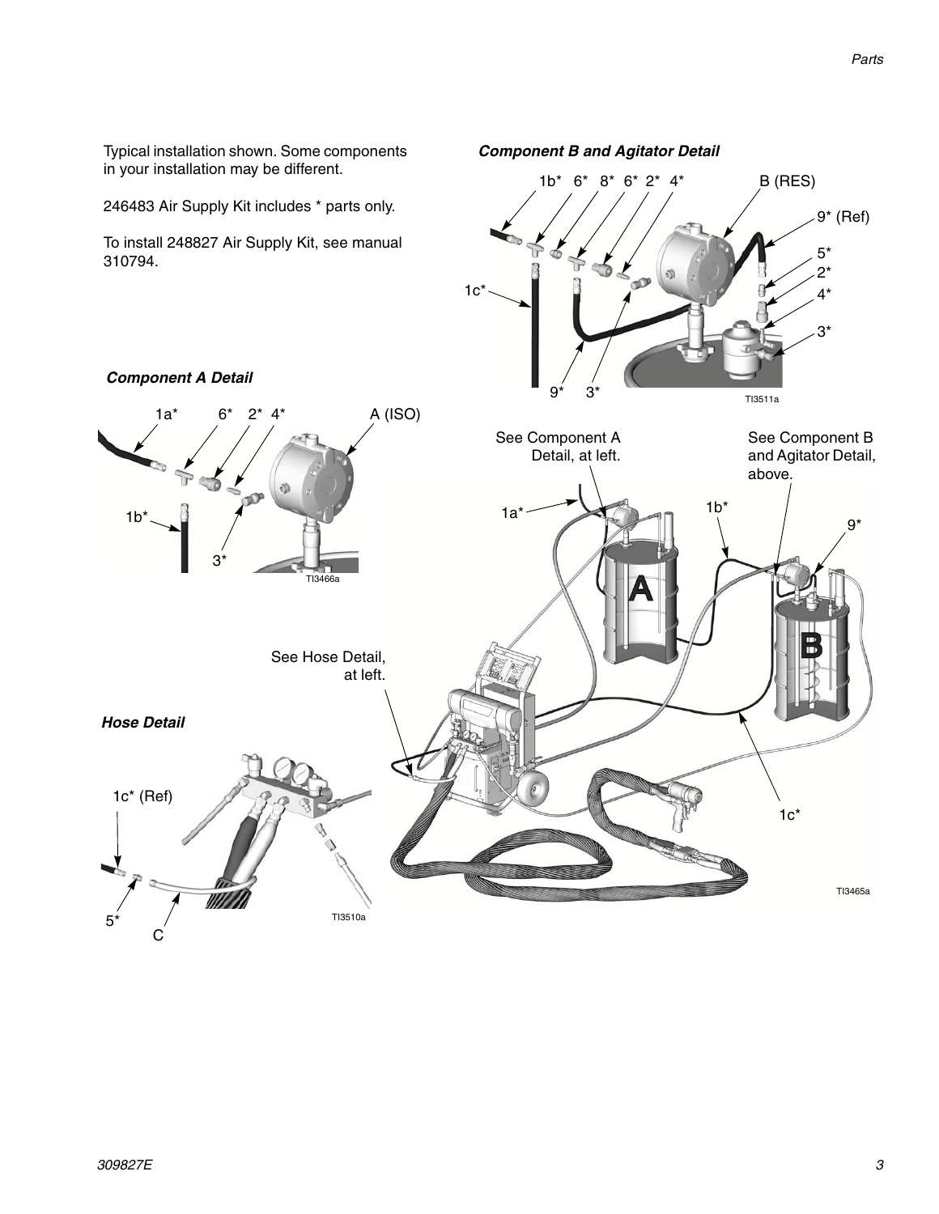Typical installation shown. Some components in your installation may be different.

246483 Air Supply Kit includes * parts only.

To install 248827 Air Supply Kit, see manual 310794.

### *Component B and Agitator Detail*

1b* 6* 8* 6* 2* 4* B (RES)

9* (Ref)

5*
2*
4*
3*

1c*

9* 3*

TI3511a

### *Component A Detail*

1a* 6* 2* 4* A (ISO)

1b*

3*

TI3466a

See Component A Detail, at left.

See Component B and Agitator Detail, above.

1a*

1b*

9*

See Hose Detail, at left.

1c*

TI3465a

### *Hose Detail*

1c* (Ref)

5* C

TI3510a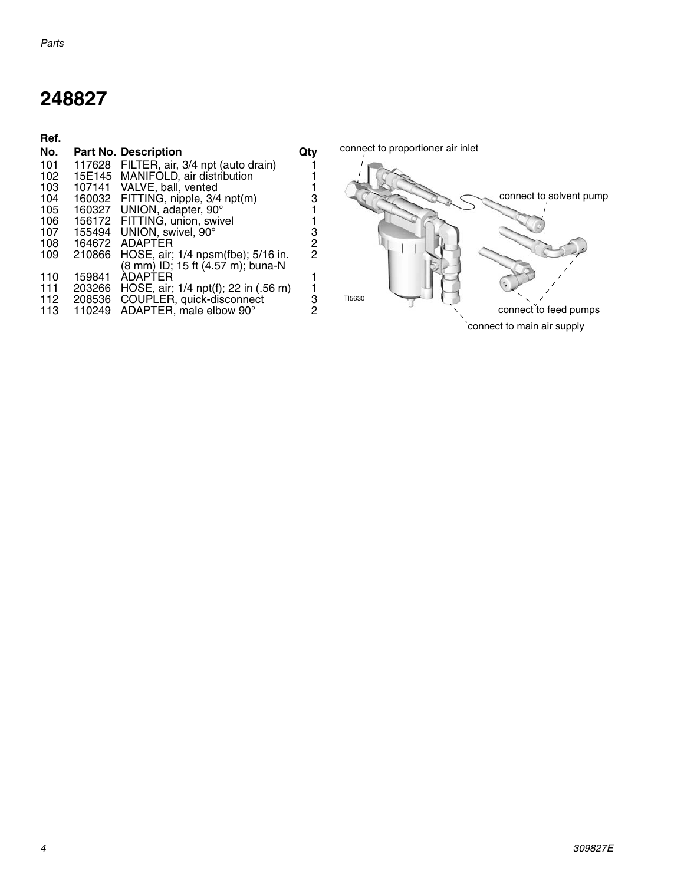# 248827

| Ref. No. | Part No. | Description | Qty |
|---|---|---|---|
| 101 | 117628 | FILTER, air, 3/4 npt (auto drain) | 1 |
| 102 | 15E145 | MANIFOLD, air distribution | 1 |
| 103 | 107141 | VALVE, ball, vented | 1 |
| 104 | 160032 | FITTING, nipple, 3/4 npt(m) | 3 |
| 105 | 160327 | UNION, adapter, 90° | 1 |
| 106 | 156172 | FITTING, union, swivel | 1 |
| 107 | 155494 | UNION, swivel, 90° | 3 |
| 108 | 164672 | ADAPTER | 2 |
| 109 | 210866 | HOSE, air; 1/4 npsm(fbe); 5/16 in. (8 mm) ID; 15 ft (4.57 m); buna-N | 2 |
| 110 | 159841 | ADAPTER | 1 |
| 111 | 203266 | HOSE, air; 1/4 npt(f); 22 in (.56 m) | 1 |
| 112 | 208536 | COUPLER, quick-disconnect | 3 |
| 113 | 110249 | ADAPTER, male elbow 90° | 2 |

connect to proportioner air inlet

connect to solvent pump

connect to feed pumps

connect to main air supply

TI5630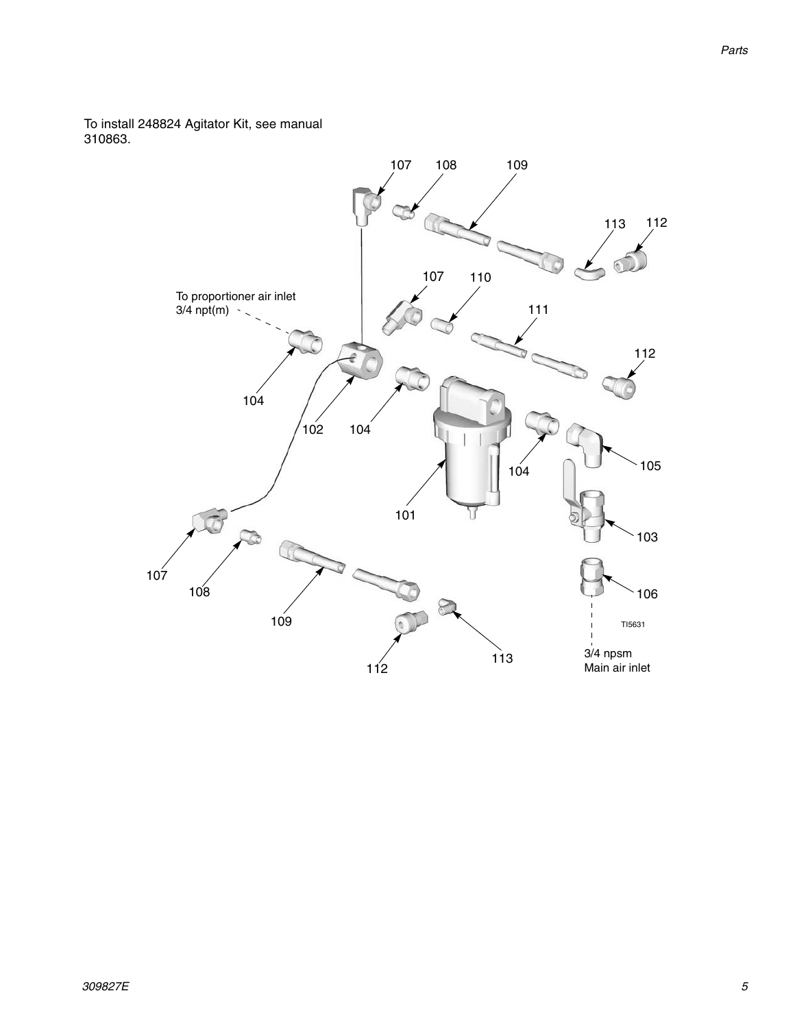To install 248824 Agitator Kit, see manual 310863.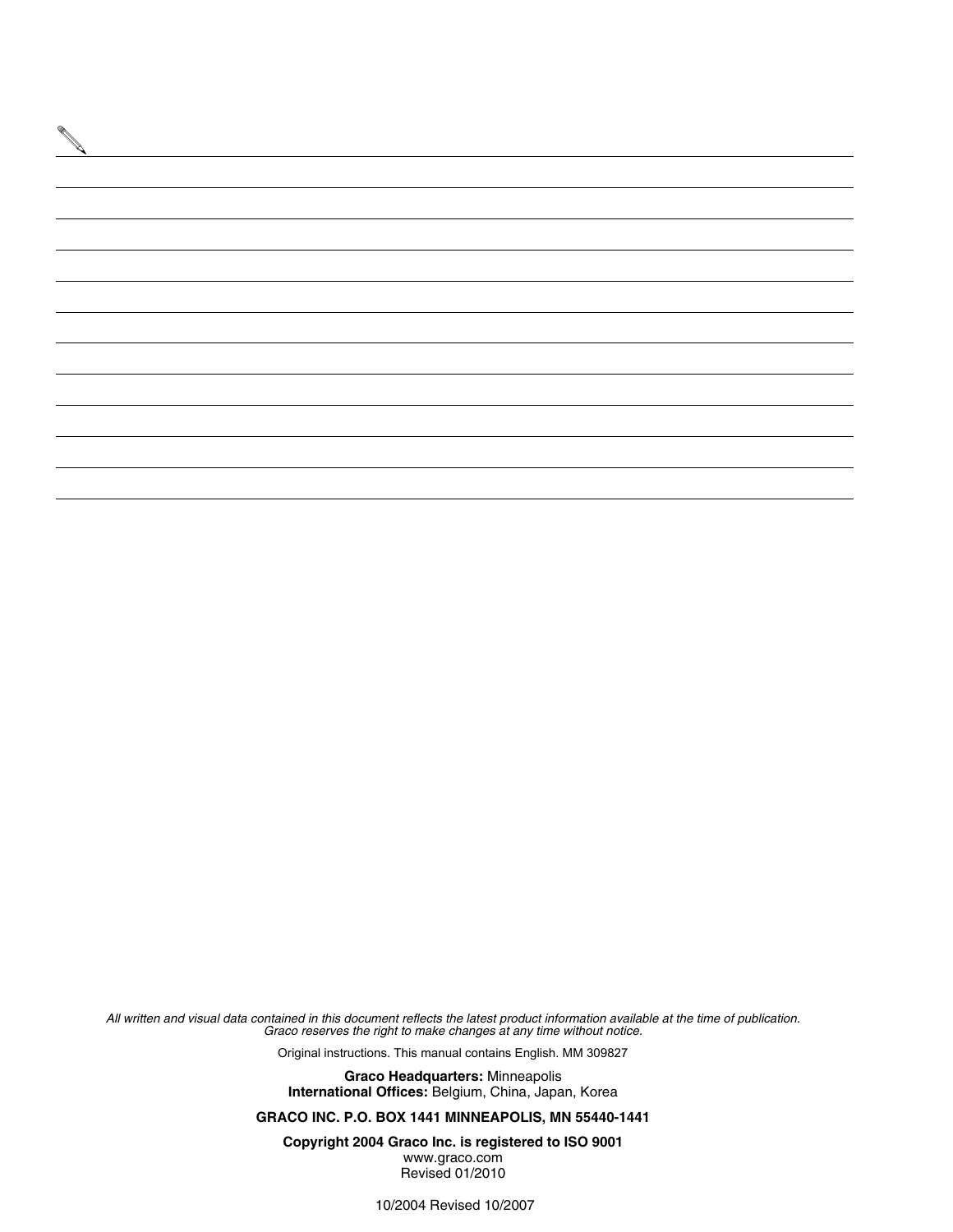*All written and visual data contained in this document reflects the latest product information available at the time of publication. Graco reserves the right to make changes at any time without notice.*

Original instructions. This manual contains English. MM 309827

**Graco Headquarters:** Minneapolis
**International Offices:** Belgium, China, Japan, Korea

**GRACO INC. P.O. BOX 1441 MINNEAPOLIS, MN 55440-1441**

**Copyright 2004 Graco Inc. is registered to ISO 9001**
www.graco.com
Revised 01/2010

10/2004 Revised 10/2007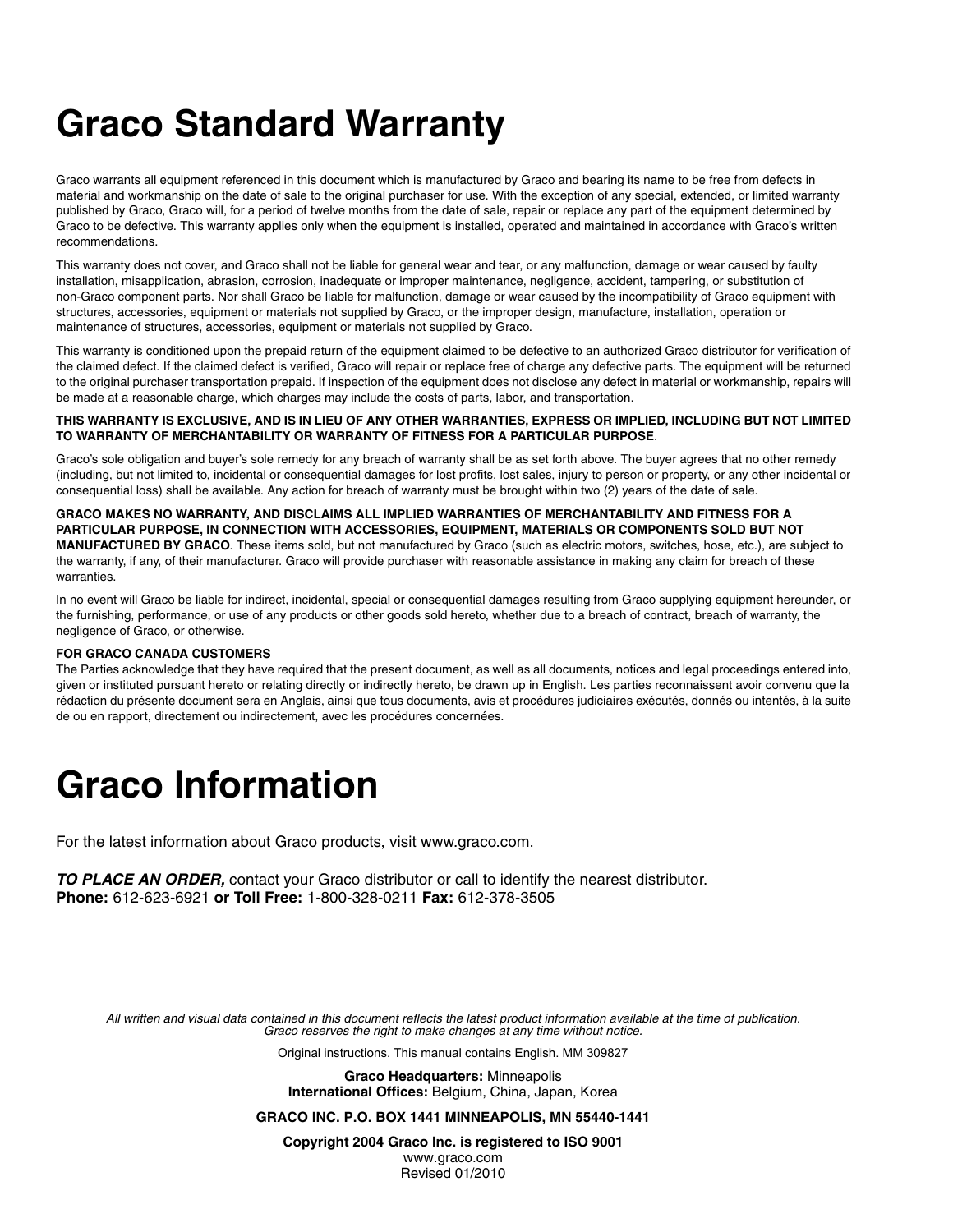# Graco Standard Warranty

Graco warrants all equipment referenced in this document which is manufactured by Graco and bearing its name to be free from defects in material and workmanship on the date of sale to the original purchaser for use. With the exception of any special, extended, or limited warranty published by Graco, Graco will, for a period of twelve months from the date of sale, repair or replace any part of the equipment determined by Graco to be defective. This warranty applies only when the equipment is installed, operated and maintained in accordance with Graco's written recommendations.

This warranty does not cover, and Graco shall not be liable for general wear and tear, or any malfunction, damage or wear caused by faulty installation, misapplication, abrasion, corrosion, inadequate or improper maintenance, negligence, accident, tampering, or substitution of non-Graco component parts. Nor shall Graco be liable for malfunction, damage or wear caused by the incompatibility of Graco equipment with structures, accessories, equipment or materials not supplied by Graco, or the improper design, manufacture, installation, operation or maintenance of structures, accessories, equipment or materials not supplied by Graco.

This warranty is conditioned upon the prepaid return of the equipment claimed to be defective to an authorized Graco distributor for verification of the claimed defect. If the claimed defect is verified, Graco will repair or replace free of charge any defective parts. The equipment will be returned to the original purchaser transportation prepaid. If inspection of the equipment does not disclose any defect in material or workmanship, repairs will be made at a reasonable charge, which charges may include the costs of parts, labor, and transportation.

**THIS WARRANTY IS EXCLUSIVE, AND IS IN LIEU OF ANY OTHER WARRANTIES, EXPRESS OR IMPLIED, INCLUDING BUT NOT LIMITED TO WARRANTY OF MERCHANTABILITY OR WARRANTY OF FITNESS FOR A PARTICULAR PURPOSE**.

Graco's sole obligation and buyer's sole remedy for any breach of warranty shall be as set forth above. The buyer agrees that no other remedy (including, but not limited to, incidental or consequential damages for lost profits, lost sales, injury to person or property, or any other incidental or consequential loss) shall be available. Any action for breach of warranty must be brought within two (2) years of the date of sale.

**GRACO MAKES NO WARRANTY, AND DISCLAIMS ALL IMPLIED WARRANTIES OF MERCHANTABILITY AND FITNESS FOR A PARTICULAR PURPOSE, IN CONNECTION WITH ACCESSORIES, EQUIPMENT, MATERIALS OR COMPONENTS SOLD BUT NOT MANUFACTURED BY GRACO**. These items sold, but not manufactured by Graco (such as electric motors, switches, hose, etc.), are subject to the warranty, if any, of their manufacturer. Graco will provide purchaser with reasonable assistance in making any claim for breach of these warranties.

In no event will Graco be liable for indirect, incidental, special or consequential damages resulting from Graco supplying equipment hereunder, or the furnishing, performance, or use of any products or other goods sold hereto, whether due to a breach of contract, breach of warranty, the negligence of Graco, or otherwise.

**FOR GRACO CANADA CUSTOMERS**

The Parties acknowledge that they have required that the present document, as well as all documents, notices and legal proceedings entered into, given or instituted pursuant hereto or relating directly or indirectly hereto, be drawn up in English. Les parties reconnaissent avoir convenu que la rédaction du présente document sera en Anglais, ainsi que tous documents, avis et procédures judiciaires exécutés, donnés ou intentés, à la suite de ou en rapport, directement ou indirectement, avec les procédures concernées.

# Graco Information

For the latest information about Graco products, visit www.graco.com.

***TO PLACE AN ORDER,*** contact your Graco distributor or call to identify the nearest distributor.
**Phone:** 612-623-6921 **or Toll Free:** 1-800-328-0211 **Fax:** 612-378-3505

*All written and visual data contained in this document reflects the latest product information available at the time of publication. Graco reserves the right to make changes at any time without notice.*

Original instructions. This manual contains English. MM 309827

**Graco Headquarters:** Minneapolis
**International Offices:** Belgium, China, Japan, Korea

**GRACO INC. P.O. BOX 1441 MINNEAPOLIS, MN 55440-1441**

**Copyright 2004 Graco Inc. is registered to ISO 9001**
www.graco.com
Revised 01/2010